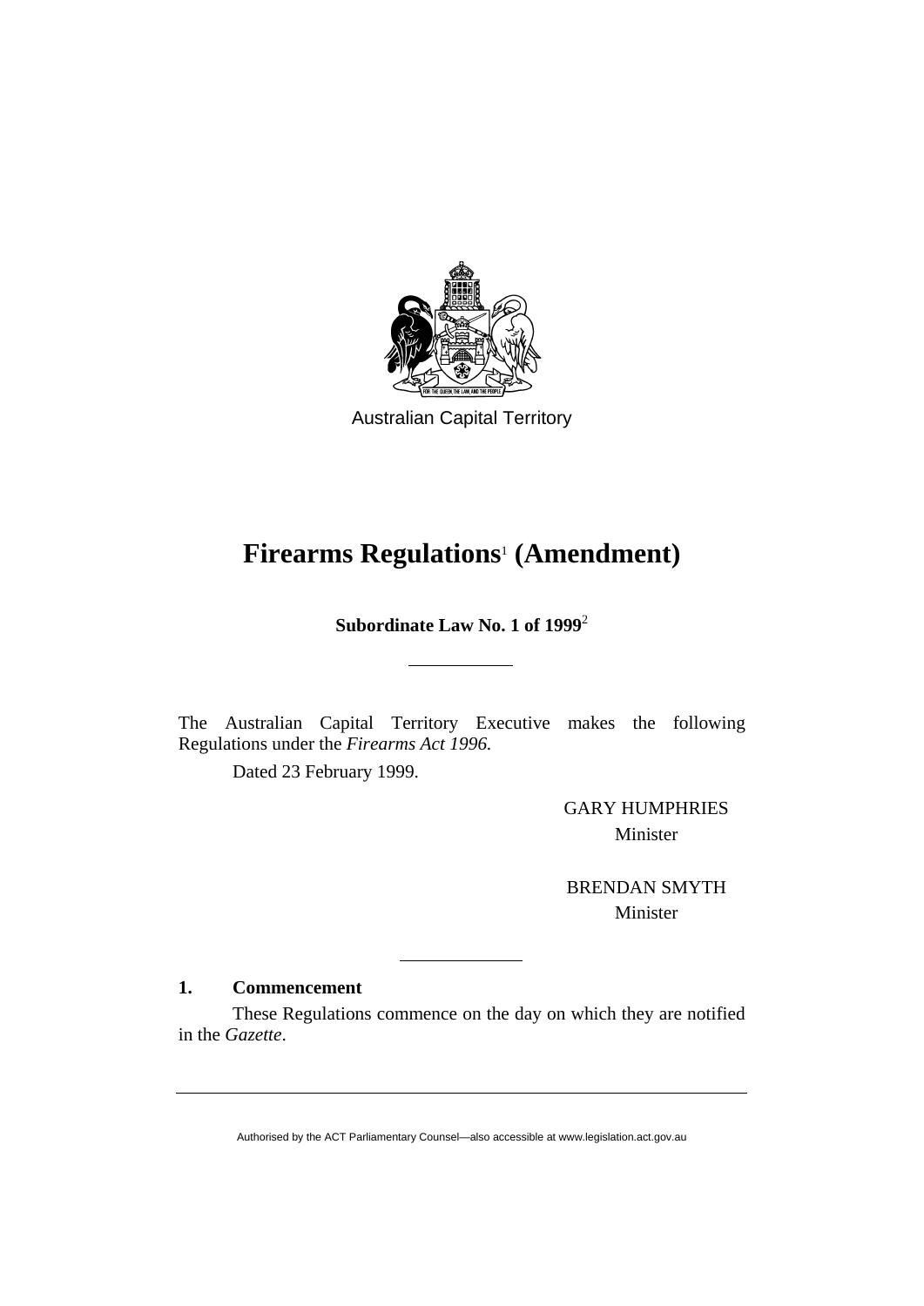Australian Capital Territory

# Firearms Regulations[1] (Amendment)

**Subordinate Law No. 1 of 1999[2]**

---

The Australian Capital Territory Executive makes the following Regulations under the *Firearms Act 1996.*

Dated 23 February 1999.

GARY HUMPHRIES
Minister

BRENDAN SMYTH
Minister

---

**1. Commencement**

These Regulations commence on the day on which they are notified in the *Gazette*.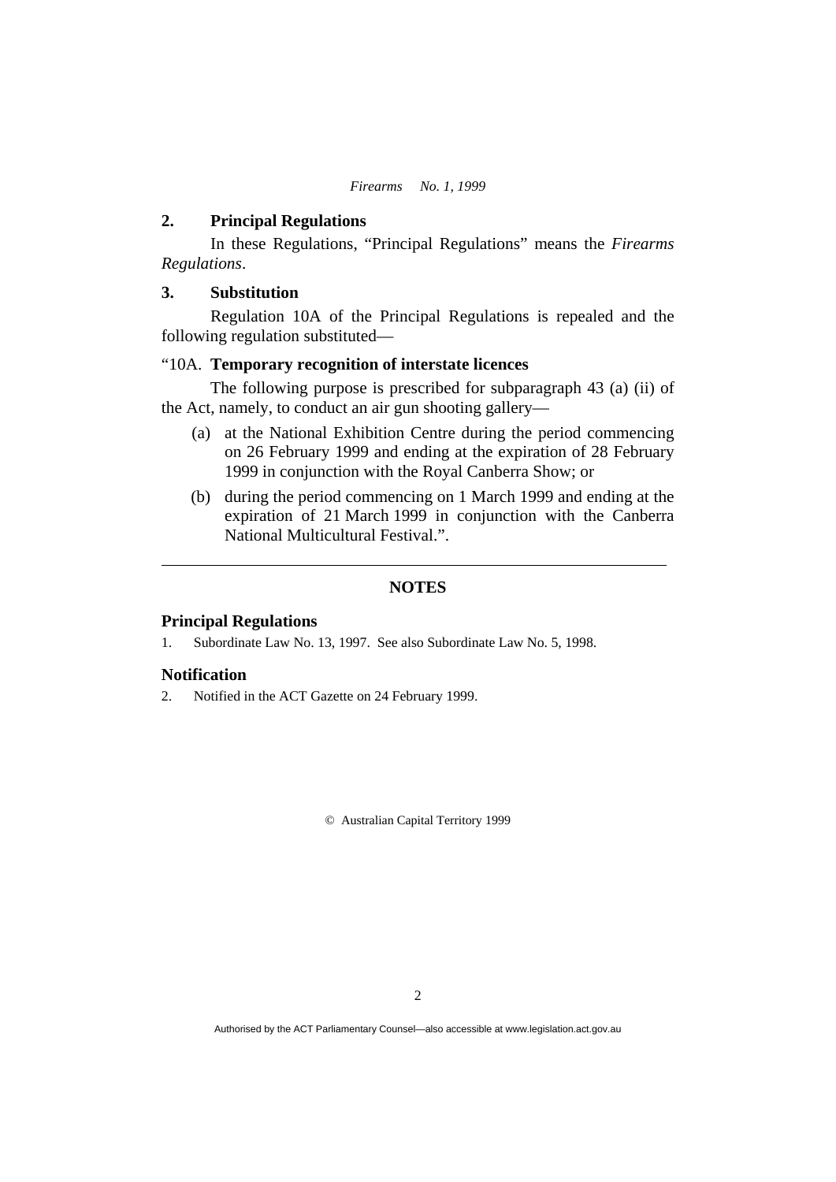## 2. Principal Regulations

In these Regulations, "Principal Regulations" means the *Firearms Regulations*.

## 3. Substitution

Regulation 10A of the Principal Regulations is repealed and the following regulation substituted—

"10A. **Temporary recognition of interstate licences**

The following purpose is prescribed for subparagraph 43 (a) (ii) of the Act, namely, to conduct an air gun shooting gallery—

(a) at the National Exhibition Centre during the period commencing on 26 February 1999 and ending at the expiration of 28 February 1999 in conjunction with the Royal Canberra Show; or

(b) during the period commencing on 1 March 1999 and ending at the expiration of 21 March 1999 in conjunction with the Canberra National Multicultural Festival.".

---

## NOTES

### Principal Regulations

1. Subordinate Law No. 13, 1997. See also Subordinate Law No. 5, 1998.

### Notification

2. Notified in the ACT Gazette on 24 February 1999.

© Australian Capital Territory 1999